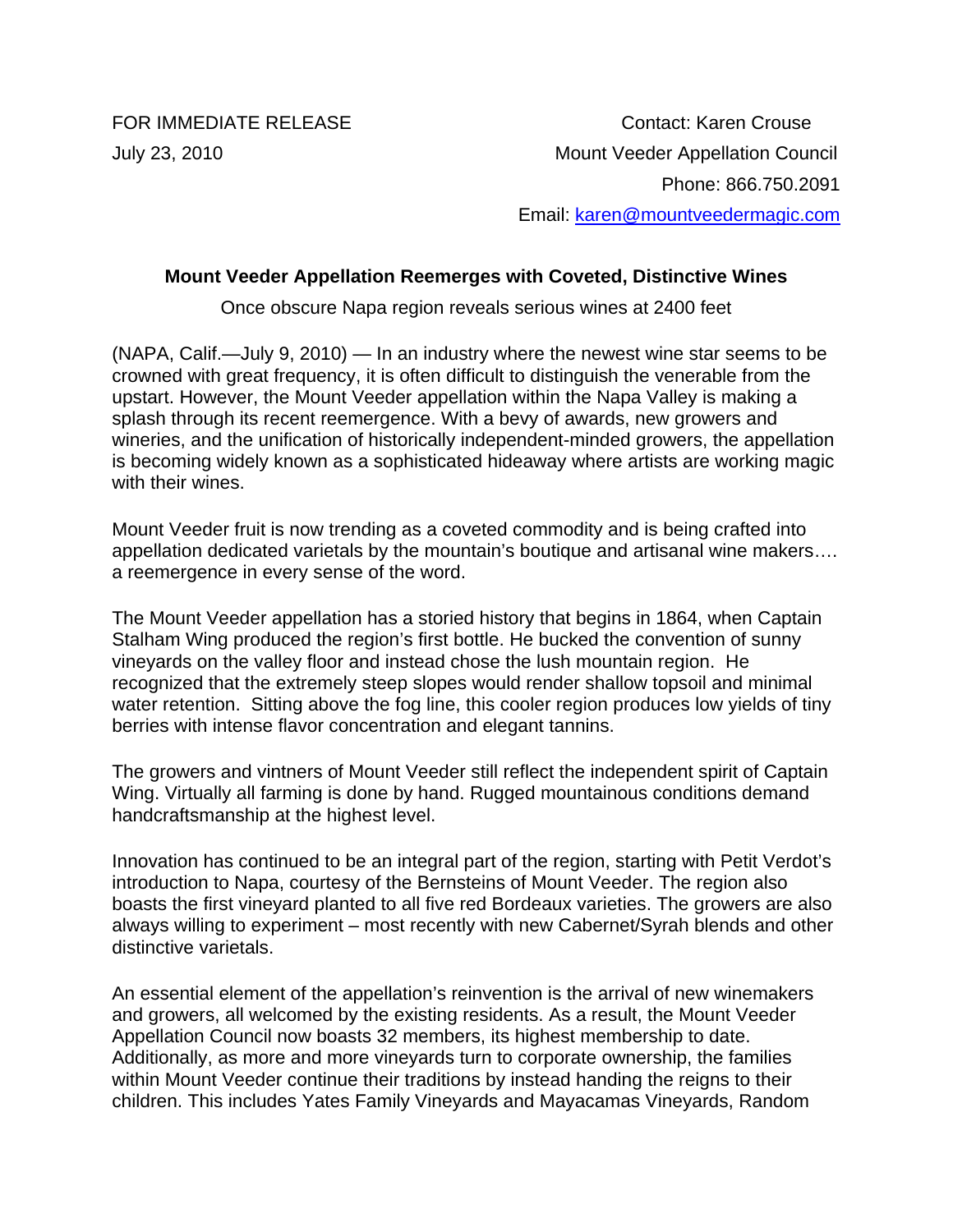FOR IMMEDIATE RELEASE

July 23, 2010

Contact: Karen Crouse
Mount Veeder Appellation Council
Phone: 866.750.2091
Email: karen@mountveedermagic.com

**Mount Veeder Appellation Reemerges with Coveted, Distinctive Wines**

Once obscure Napa region reveals serious wines at 2400 feet

(NAPA, Calif.—July 9, 2010) — In an industry where the newest wine star seems to be crowned with great frequency, it is often difficult to distinguish the venerable from the upstart. However, the Mount Veeder appellation within the Napa Valley is making a splash through its recent reemergence. With a bevy of awards, new growers and wineries, and the unification of historically independent-minded growers, the appellation is becoming widely known as a sophisticated hideaway where artists are working magic with their wines.

Mount Veeder fruit is now trending as a coveted commodity and is being crafted into appellation dedicated varietals by the mountain's boutique and artisanal wine makers…. a reemergence in every sense of the word.

The Mount Veeder appellation has a storied history that begins in 1864, when Captain Stalham Wing produced the region's first bottle. He bucked the convention of sunny vineyards on the valley floor and instead chose the lush mountain region. He recognized that the extremely steep slopes would render shallow topsoil and minimal water retention. Sitting above the fog line, this cooler region produces low yields of tiny berries with intense flavor concentration and elegant tannins.

The growers and vintners of Mount Veeder still reflect the independent spirit of Captain Wing. Virtually all farming is done by hand. Rugged mountainous conditions demand handcraftsmanship at the highest level.

Innovation has continued to be an integral part of the region, starting with Petit Verdot's introduction to Napa, courtesy of the Bernsteins of Mount Veeder. The region also boasts the first vineyard planted to all five red Bordeaux varieties. The growers are also always willing to experiment – most recently with new Cabernet/Syrah blends and other distinctive varietals.

An essential element of the appellation's reinvention is the arrival of new winemakers and growers, all welcomed by the existing residents. As a result, the Mount Veeder Appellation Council now boasts 32 members, its highest membership to date. Additionally, as more and more vineyards turn to corporate ownership, the families within Mount Veeder continue their traditions by instead handing the reigns to their children. This includes Yates Family Vineyards and Mayacamas Vineyards, Random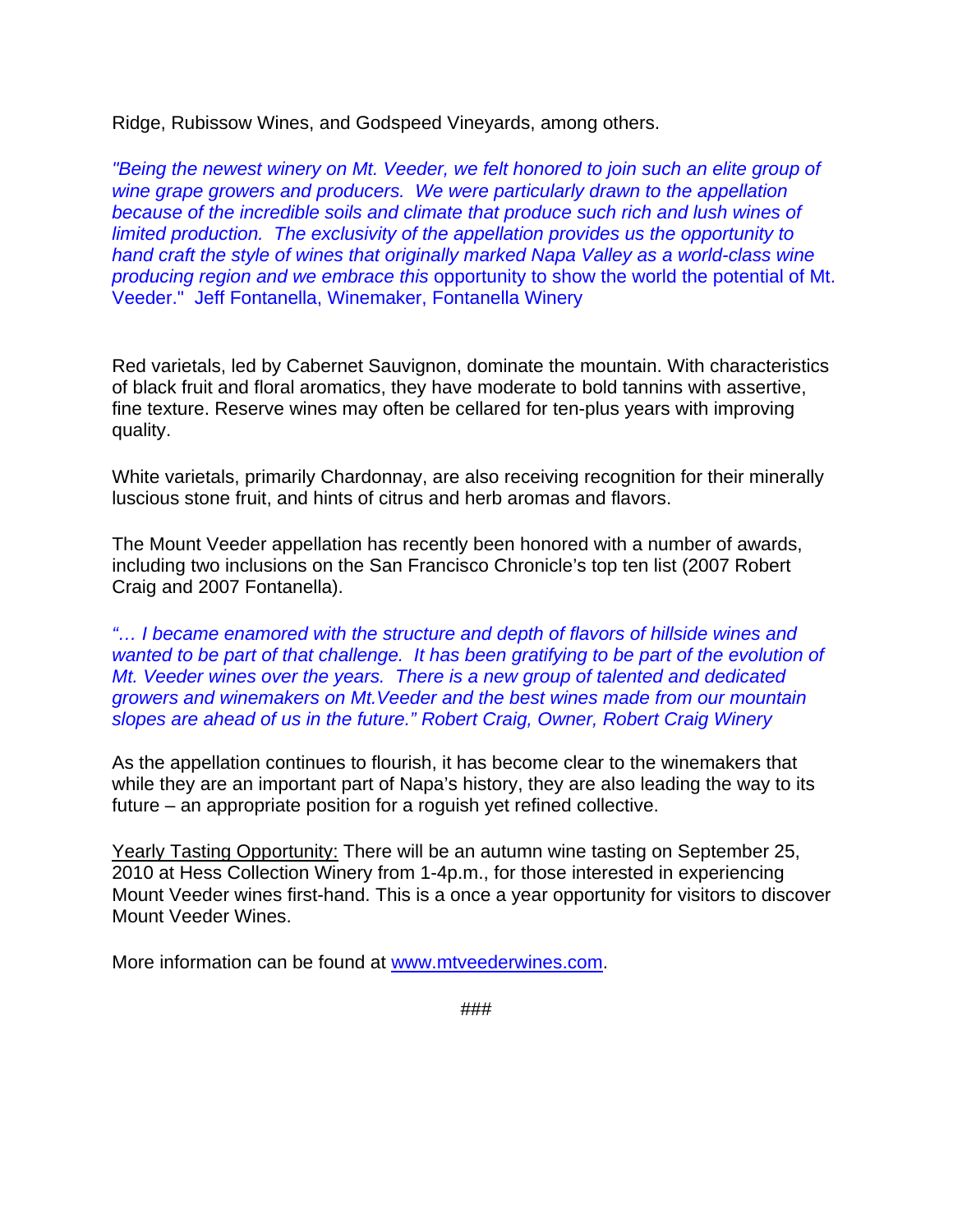Ridge, Rubissow Wines, and Godspeed Vineyards, among others.

*"Being the newest winery on Mt. Veeder, we felt honored to join such an elite group of wine grape growers and producers. We were particularly drawn to the appellation because of the incredible soils and climate that produce such rich and lush wines of limited production. The exclusivity of the appellation provides us the opportunity to hand craft the style of wines that originally marked Napa Valley as a world-class wine producing region and we embrace this* opportunity to show the world the potential of Mt. Veeder." Jeff Fontanella, Winemaker, Fontanella Winery

Red varietals, led by Cabernet Sauvignon, dominate the mountain. With characteristics of black fruit and floral aromatics, they have moderate to bold tannins with assertive, fine texture. Reserve wines may often be cellared for ten-plus years with improving quality.

White varietals, primarily Chardonnay, are also receiving recognition for their minerally luscious stone fruit, and hints of citrus and herb aromas and flavors.

The Mount Veeder appellation has recently been honored with a number of awards, including two inclusions on the San Francisco Chronicle's top ten list (2007 Robert Craig and 2007 Fontanella).

*"… I became enamored with the structure and depth of flavors of hillside wines and wanted to be part of that challenge. It has been gratifying to be part of the evolution of Mt. Veeder wines over the years. There is a new group of talented and dedicated growers and winemakers on Mt.Veeder and the best wines made from our mountain slopes are ahead of us in the future." Robert Craig, Owner, Robert Craig Winery*

As the appellation continues to flourish, it has become clear to the winemakers that while they are an important part of Napa's history, they are also leading the way to its future – an appropriate position for a roguish yet refined collective.

Yearly Tasting Opportunity: There will be an autumn wine tasting on September 25, 2010 at Hess Collection Winery from 1-4p.m., for those interested in experiencing Mount Veeder wines first-hand. This is a once a year opportunity for visitors to discover Mount Veeder Wines.

More information can be found at www.mtveederwines.com.

###